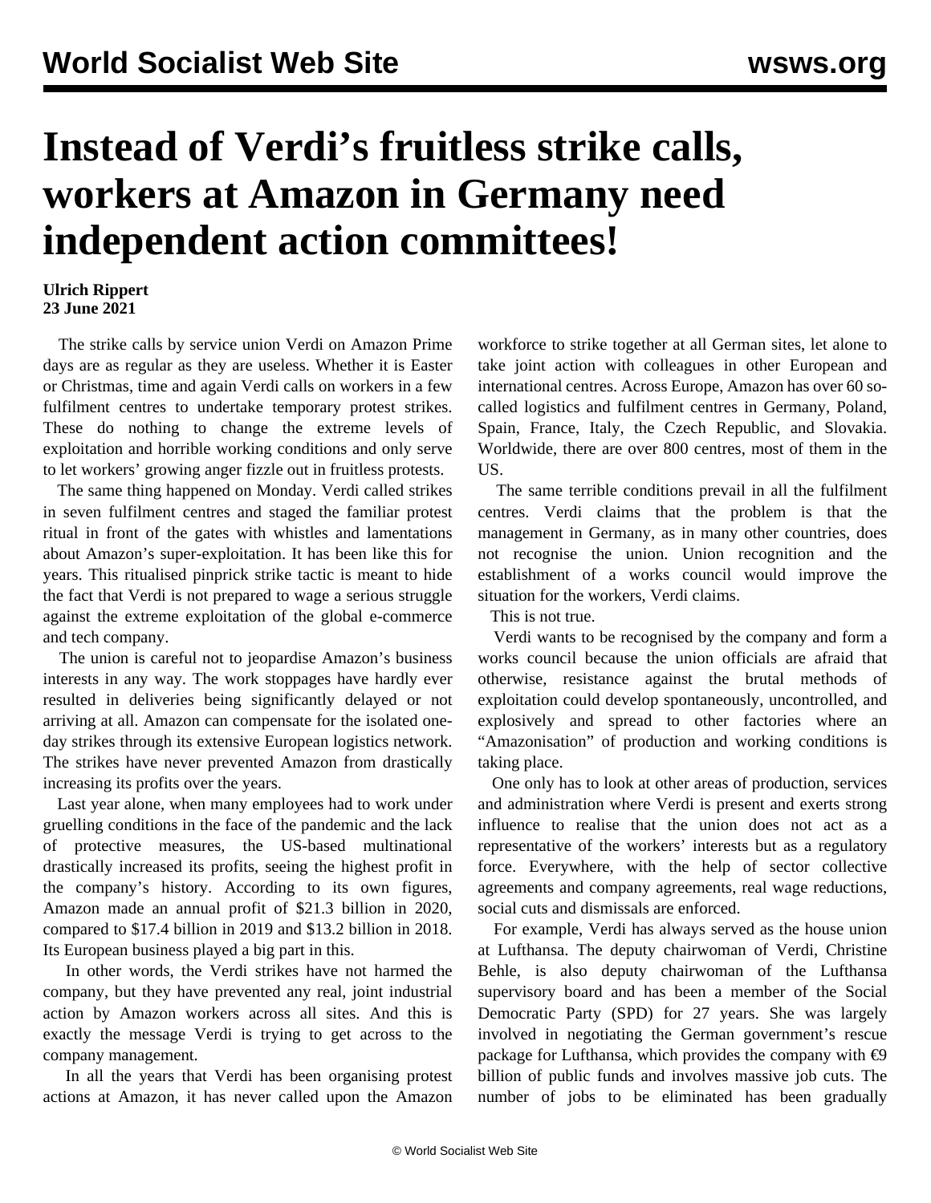# Instead of Verdi's fruitless strike calls, workers at Amazon in Germany need independent action committees!

**Ulrich Rippert**
**23 June 2021**

The strike calls by service union Verdi on Amazon Prime days are as regular as they are useless. Whether it is Easter or Christmas, time and again Verdi calls on workers in a few fulfilment centres to undertake temporary protest strikes. These do nothing to change the extreme levels of exploitation and horrible working conditions and only serve to let workers' growing anger fizzle out in fruitless protests.

The same thing happened on Monday. Verdi called strikes in seven fulfilment centres and staged the familiar protest ritual in front of the gates with whistles and lamentations about Amazon's super-exploitation. It has been like this for years. This ritualised pinprick strike tactic is meant to hide the fact that Verdi is not prepared to wage a serious struggle against the extreme exploitation of the global e-commerce and tech company.

The union is careful not to jeopardise Amazon's business interests in any way. The work stoppages have hardly ever resulted in deliveries being significantly delayed or not arriving at all. Amazon can compensate for the isolated one-day strikes through its extensive European logistics network. The strikes have never prevented Amazon from drastically increasing its profits over the years.

Last year alone, when many employees had to work under gruelling conditions in the face of the pandemic and the lack of protective measures, the US-based multinational drastically increased its profits, seeing the highest profit in the company's history. According to its own figures, Amazon made an annual profit of $21.3 billion in 2020, compared to $17.4 billion in 2019 and $13.2 billion in 2018. Its European business played a big part in this.

In other words, the Verdi strikes have not harmed the company, but they have prevented any real, joint industrial action by Amazon workers across all sites. And this is exactly the message Verdi is trying to get across to the company management.

In all the years that Verdi has been organising protest actions at Amazon, it has never called upon the Amazon workforce to strike together at all German sites, let alone to take joint action with colleagues in other European and international centres. Across Europe, Amazon has over 60 so-called logistics and fulfilment centres in Germany, Poland, Spain, France, Italy, the Czech Republic, and Slovakia. Worldwide, there are over 800 centres, most of them in the US.

The same terrible conditions prevail in all the fulfilment centres. Verdi claims that the problem is that the management in Germany, as in many other countries, does not recognise the union. Union recognition and the establishment of a works council would improve the situation for the workers, Verdi claims.

This is not true.

Verdi wants to be recognised by the company and form a works council because the union officials are afraid that otherwise, resistance against the brutal methods of exploitation could develop spontaneously, uncontrolled, and explosively and spread to other factories where an "Amazonisation" of production and working conditions is taking place.

One only has to look at other areas of production, services and administration where Verdi is present and exerts strong influence to realise that the union does not act as a representative of the workers' interests but as a regulatory force. Everywhere, with the help of sector collective agreements and company agreements, real wage reductions, social cuts and dismissals are enforced.

For example, Verdi has always served as the house union at Lufthansa. The deputy chairwoman of Verdi, Christine Behle, is also deputy chairwoman of the Lufthansa supervisory board and has been a member of the Social Democratic Party (SPD) for 27 years. She was largely involved in negotiating the German government's rescue package for Lufthansa, which provides the company with €9 billion of public funds and involves massive job cuts. The number of jobs to be eliminated has been gradually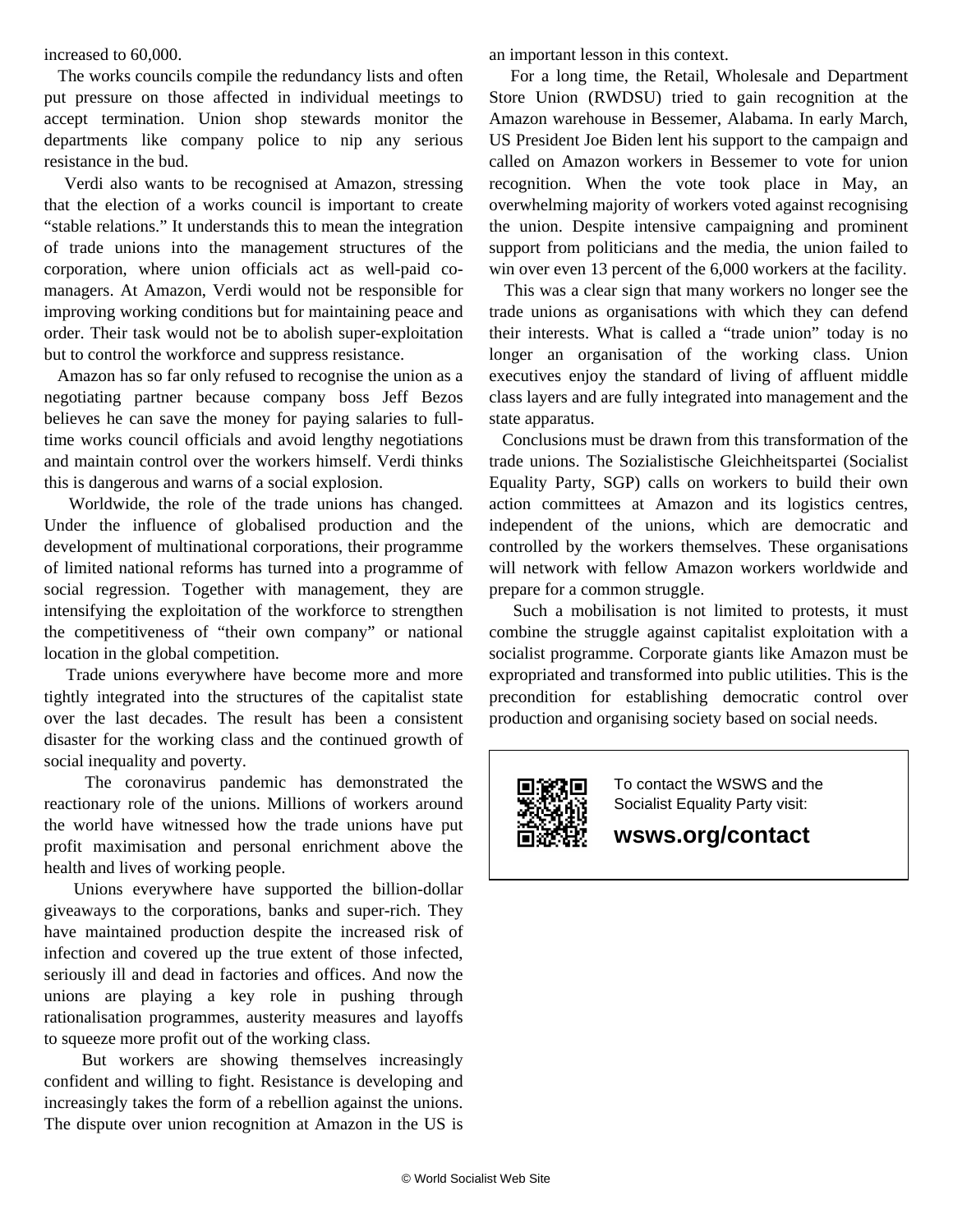increased to 60,000.

The works councils compile the redundancy lists and often put pressure on those affected in individual meetings to accept termination. Union shop stewards monitor the departments like company police to nip any serious resistance in the bud.

Verdi also wants to be recognised at Amazon, stressing that the election of a works council is important to create "stable relations." It understands this to mean the integration of trade unions into the management structures of the corporation, where union officials act as well-paid co-managers. At Amazon, Verdi would not be responsible for improving working conditions but for maintaining peace and order. Their task would not be to abolish super-exploitation but to control the workforce and suppress resistance.

Amazon has so far only refused to recognise the union as a negotiating partner because company boss Jeff Bezos believes he can save the money for paying salaries to full-time works council officials and avoid lengthy negotiations and maintain control over the workers himself. Verdi thinks this is dangerous and warns of a social explosion.

Worldwide, the role of the trade unions has changed. Under the influence of globalised production and the development of multinational corporations, their programme of limited national reforms has turned into a programme of social regression. Together with management, they are intensifying the exploitation of the workforce to strengthen the competitiveness of "their own company" or national location in the global competition.

Trade unions everywhere have become more and more tightly integrated into the structures of the capitalist state over the last decades. The result has been a consistent disaster for the working class and the continued growth of social inequality and poverty.

The coronavirus pandemic has demonstrated the reactionary role of the unions. Millions of workers around the world have witnessed how the trade unions have put profit maximisation and personal enrichment above the health and lives of working people.

Unions everywhere have supported the billion-dollar giveaways to the corporations, banks and super-rich. They have maintained production despite the increased risk of infection and covered up the true extent of those infected, seriously ill and dead in factories and offices. And now the unions are playing a key role in pushing through rationalisation programmes, austerity measures and layoffs to squeeze more profit out of the working class.

But workers are showing themselves increasingly confident and willing to fight. Resistance is developing and increasingly takes the form of a rebellion against the unions. The dispute over union recognition at Amazon in the US is an important lesson in this context.

For a long time, the Retail, Wholesale and Department Store Union (RWDSU) tried to gain recognition at the Amazon warehouse in Bessemer, Alabama. In early March, US President Joe Biden lent his support to the campaign and called on Amazon workers in Bessemer to vote for union recognition. When the vote took place in May, an overwhelming majority of workers voted against recognising the union. Despite intensive campaigning and prominent support from politicians and the media, the union failed to win over even 13 percent of the 6,000 workers at the facility.

This was a clear sign that many workers no longer see the trade unions as organisations with which they can defend their interests. What is called a "trade union" today is no longer an organisation of the working class. Union executives enjoy the standard of living of affluent middle class layers and are fully integrated into management and the state apparatus.

Conclusions must be drawn from this transformation of the trade unions. The Sozialistische Gleichheitspartei (Socialist Equality Party, SGP) calls on workers to build their own action committees at Amazon and its logistics centres, independent of the unions, which are democratic and controlled by the workers themselves. These organisations will network with fellow Amazon workers worldwide and prepare for a common struggle.

Such a mobilisation is not limited to protests, it must combine the struggle against capitalist exploitation with a socialist programme. Corporate giants like Amazon must be expropriated and transformed into public utilities. This is the precondition for establishing democratic control over production and organising society based on social needs.

To contact the WSWS and the Socialist Equality Party visit:

**wsws.org/contact**